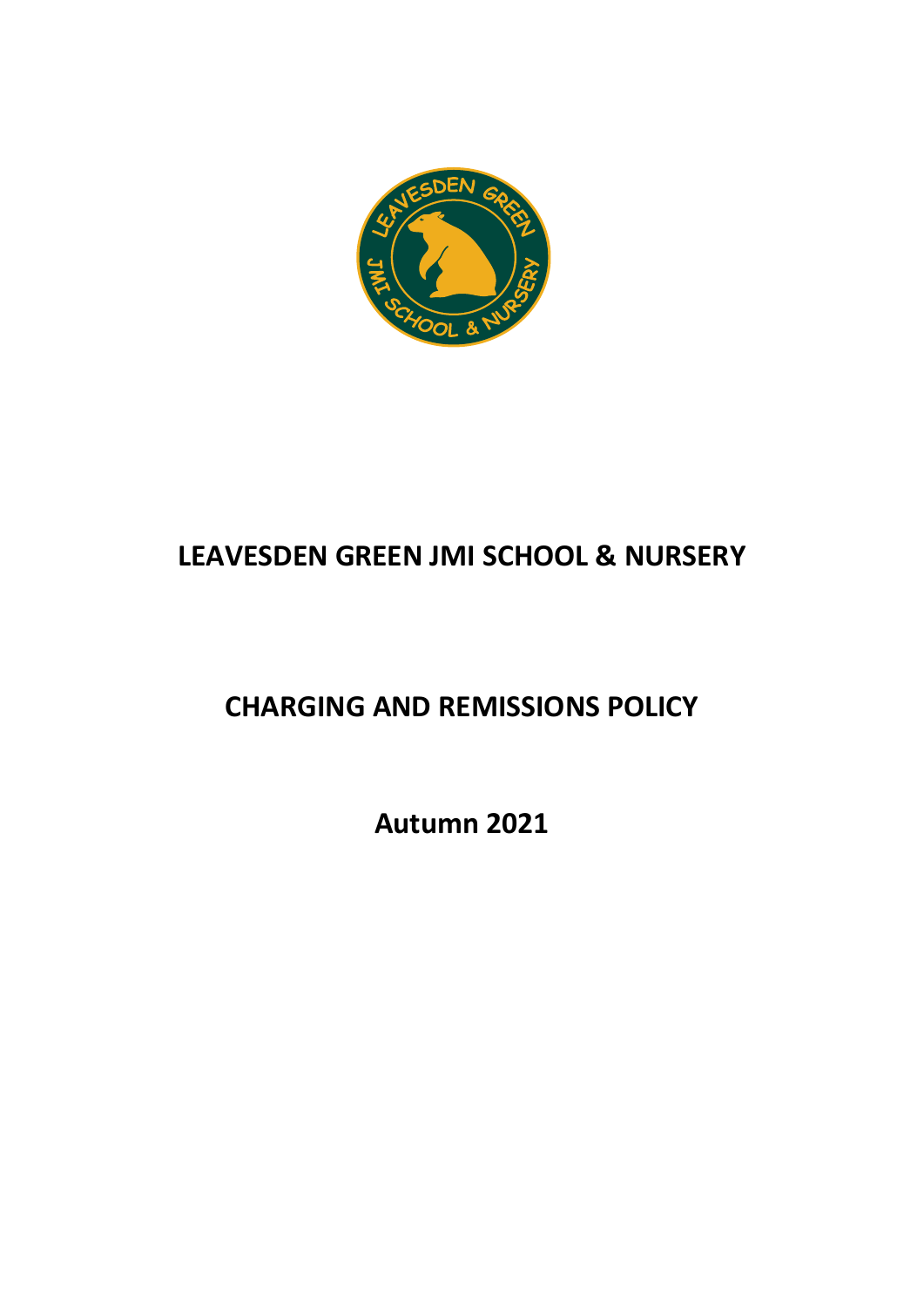# LEAVESDEN GREEN JMI SCHOOL & NURSERY

# CHARGING AND REMISSIONS POLICY

**Autumn 2021**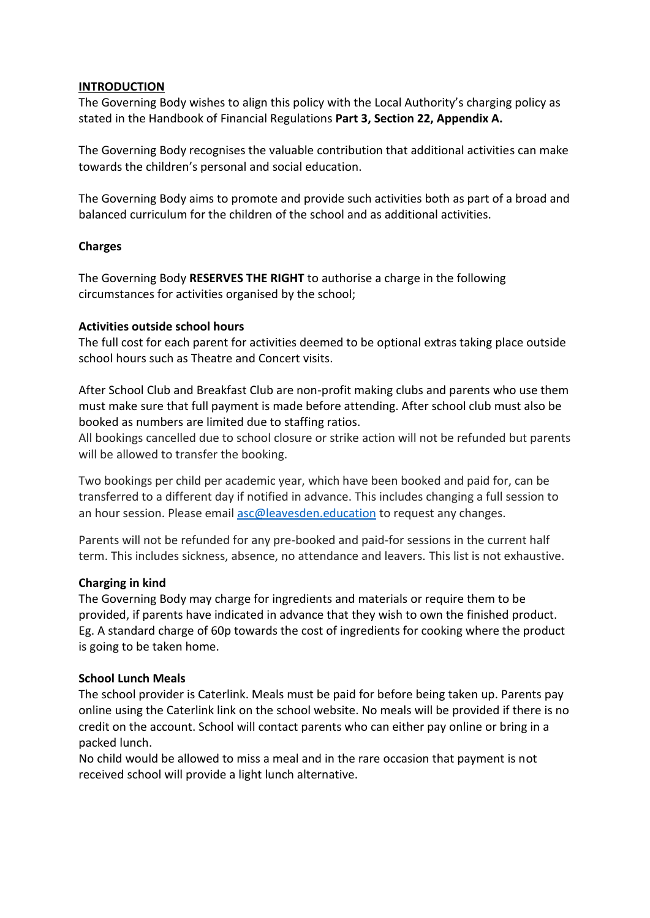## INTRODUCTION

The Governing Body wishes to align this policy with the Local Authority's charging policy as stated in the Handbook of Financial Regulations **Part 3, Section 22, Appendix A.**

The Governing Body recognises the valuable contribution that additional activities can make towards the children's personal and social education.

The Governing Body aims to promote and provide such activities both as part of a broad and balanced curriculum for the children of the school and as additional activities.

### Charges

The Governing Body **RESERVES THE RIGHT** to authorise a charge in the following circumstances for activities organised by the school;

### Activities outside school hours

The full cost for each parent for activities deemed to be optional extras taking place outside school hours such as Theatre and Concert visits.

After School Club and Breakfast Club are non-profit making clubs and parents who use them must make sure that full payment is made before attending. After school club must also be booked as numbers are limited due to staffing ratios.
All bookings cancelled due to school closure or strike action will not be refunded but parents will be allowed to transfer the booking.

Two bookings per child per academic year, which have been booked and paid for, can be transferred to a different day if notified in advance. This includes changing a full session to an hour session. Please email [asc@leavesden.education](mailto:asc@leavesden.education) to request any changes.

Parents will not be refunded for any pre-booked and paid-for sessions in the current half term. This includes sickness, absence, no attendance and leavers. This list is not exhaustive.

### Charging in kind

The Governing Body may charge for ingredients and materials or require them to be provided, if parents have indicated in advance that they wish to own the finished product. Eg. A standard charge of 60p towards the cost of ingredients for cooking where the product is going to be taken home.

### School Lunch Meals

The school provider is Caterlink. Meals must be paid for before being taken up. Parents pay online using the Caterlink link on the school website. No meals will be provided if there is no credit on the account. School will contact parents who can either pay online or bring in a packed lunch.
No child would be allowed to miss a meal and in the rare occasion that payment is not received school will provide a light lunch alternative.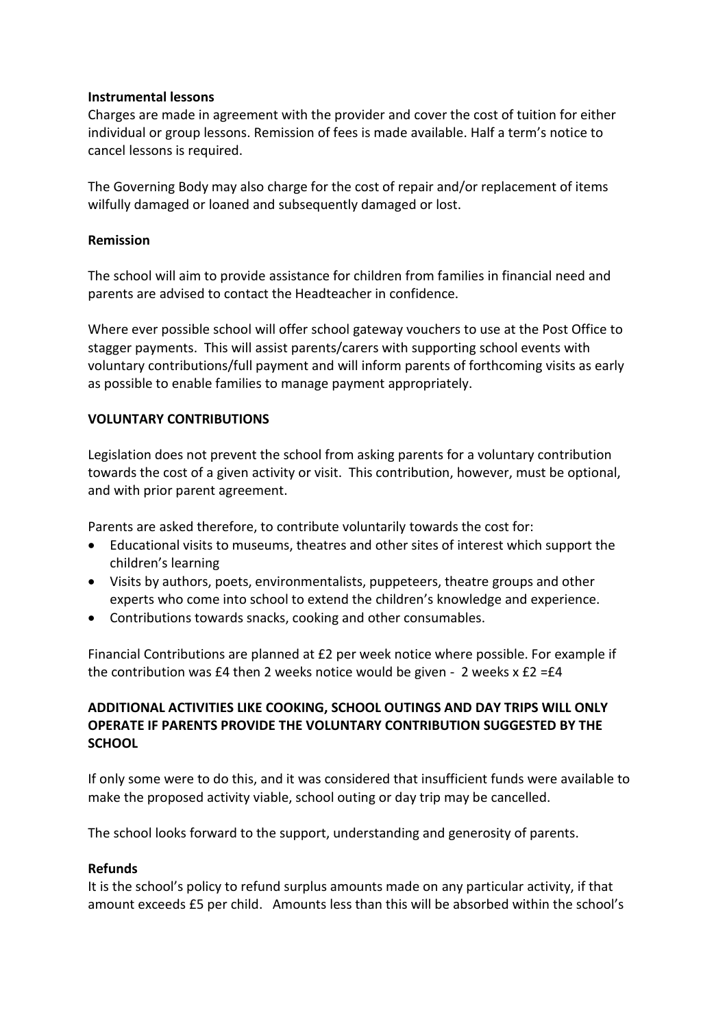**Instrumental lessons**

Charges are made in agreement with the provider and cover the cost of tuition for either individual or group lessons. Remission of fees is made available. Half a term's notice to cancel lessons is required.

The Governing Body may also charge for the cost of repair and/or replacement of items wilfully damaged or loaned and subsequently damaged or lost.

**Remission**

The school will aim to provide assistance for children from families in financial need and parents are advised to contact the Headteacher in confidence.

Where ever possible school will offer school gateway vouchers to use at the Post Office to stagger payments. This will assist parents/carers with supporting school events with voluntary contributions/full payment and will inform parents of forthcoming visits as early as possible to enable families to manage payment appropriately.

**VOLUNTARY CONTRIBUTIONS**

Legislation does not prevent the school from asking parents for a voluntary contribution towards the cost of a given activity or visit. This contribution, however, must be optional, and with prior parent agreement.

Parents are asked therefore, to contribute voluntarily towards the cost for:

- Educational visits to museums, theatres and other sites of interest which support the children's learning
- Visits by authors, poets, environmentalists, puppeteers, theatre groups and other experts who come into school to extend the children's knowledge and experience.
- Contributions towards snacks, cooking and other consumables.

Financial Contributions are planned at £2 per week notice where possible. For example if the contribution was £4 then 2 weeks notice would be given - 2 weeks x £2 =£4

**ADDITIONAL ACTIVITIES LIKE COOKING, SCHOOL OUTINGS AND DAY TRIPS WILL ONLY OPERATE IF PARENTS PROVIDE THE VOLUNTARY CONTRIBUTION SUGGESTED BY THE SCHOOL**

If only some were to do this, and it was considered that insufficient funds were available to make the proposed activity viable, school outing or day trip may be cancelled.

The school looks forward to the support, understanding and generosity of parents.

**Refunds**

It is the school's policy to refund surplus amounts made on any particular activity, if that amount exceeds £5 per child. Amounts less than this will be absorbed within the school's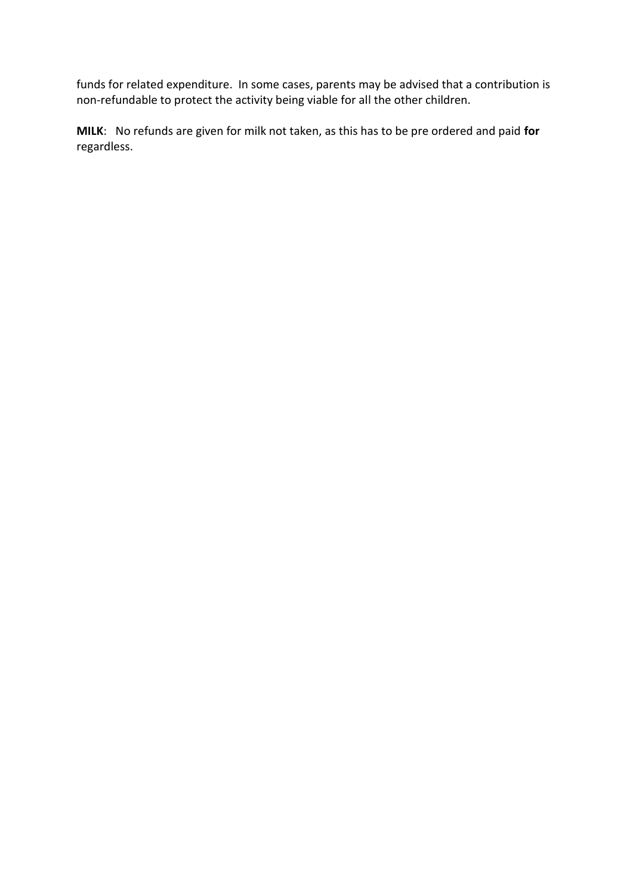funds for related expenditure. In some cases, parents may be advised that a contribution is non-refundable to protect the activity being viable for all the other children.

**MILK**: No refunds are given for milk not taken, as this has to be pre ordered and paid **for** regardless.